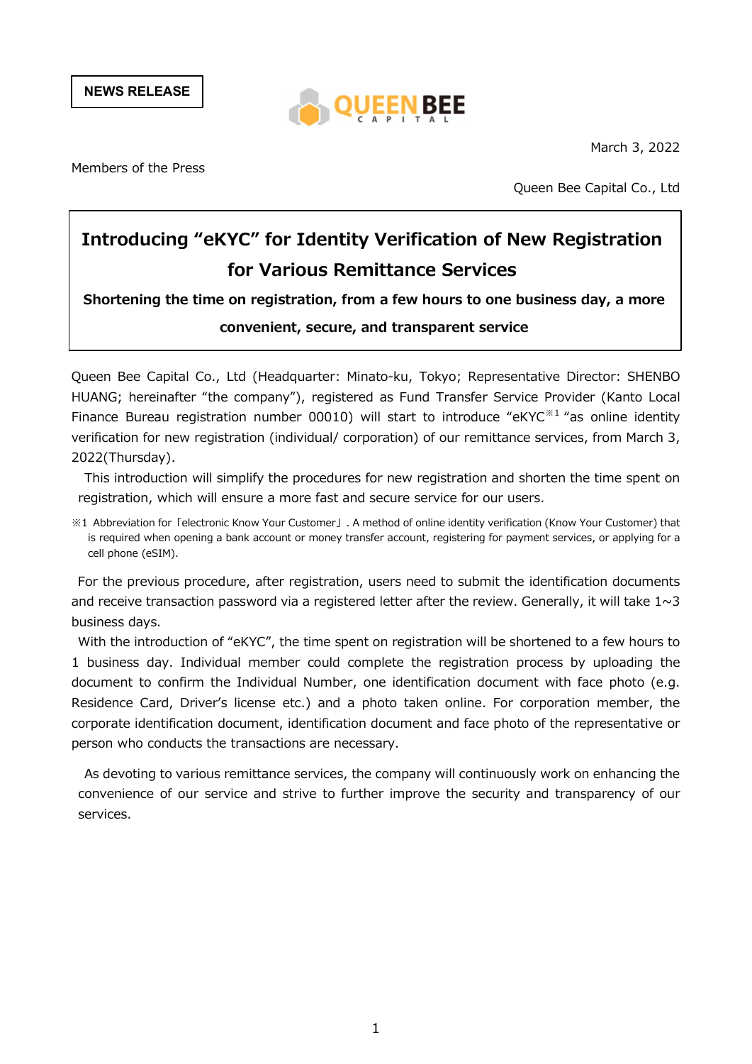**NEWS RELEASE**

QUEEN BEE CAPITAL

March 3, 2022

Members of the Press

Queen Bee Capital Co., Ltd

# Introducing "eKYC" for Identity Verification of New Registration for Various Remittance Services

**Shortening the time on registration, from a few hours to one business day, a more convenient, secure, and transparent service**

Queen Bee Capital Co., Ltd (Headquarter: Minato-ku, Tokyo; Representative Director: SHENBO HUANG; hereinafter "the company"), registered as Fund Transfer Service Provider (Kanto Local Finance Bureau registration number 00010) will start to introduce "eKYC[※1] "as online identity verification for new registration (individual/ corporation) of our remittance services, from March 3, 2022(Thursday).

This introduction will simplify the procedures for new registration and shorten the time spent on registration, which will ensure a more fast and secure service for our users.

※1 Abbreviation for「electronic Know Your Customer」. A method of online identity verification (Know Your Customer) that is required when opening a bank account or money transfer account, registering for payment services, or applying for a cell phone (eSIM).

For the previous procedure, after registration, users need to submit the identification documents and receive transaction password via a registered letter after the review. Generally, it will take 1~3 business days.

With the introduction of "eKYC", the time spent on registration will be shortened to a few hours to 1 business day. Individual member could complete the registration process by uploading the document to confirm the Individual Number, one identification document with face photo (e.g. Residence Card, Driver's license etc.) and a photo taken online. For corporation member, the corporate identification document, identification document and face photo of the representative or person who conducts the transactions are necessary.

As devoting to various remittance services, the company will continuously work on enhancing the convenience of our service and strive to further improve the security and transparency of our services.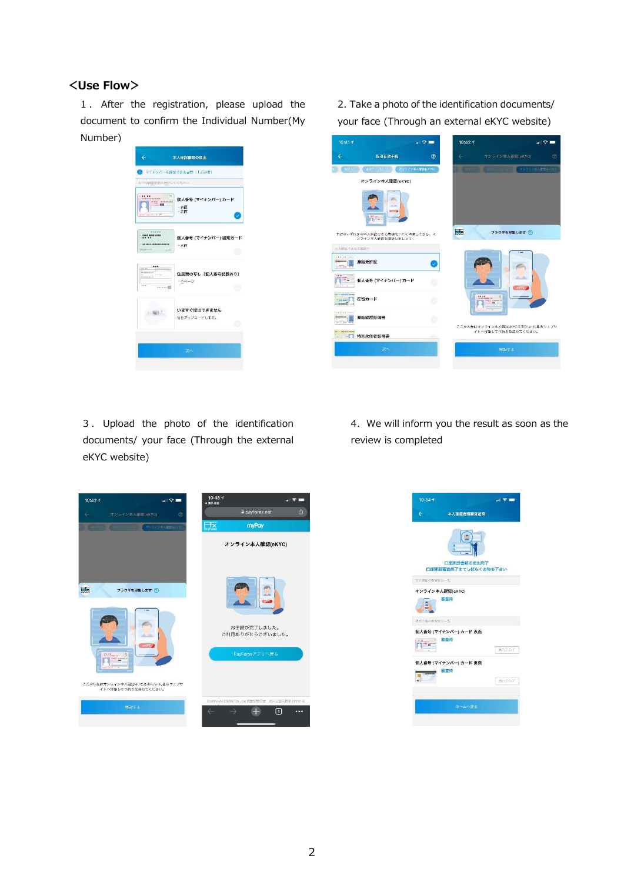## <Use Flow>

1． After the registration, please upload the document to confirm the Individual Number(My Number)

2. Take a photo of the identification documents/ your face (Through an external eKYC website)

3． Upload the photo of the identification documents/ your face (Through the external eKYC website)

4． We will inform you the result as soon as the review is completed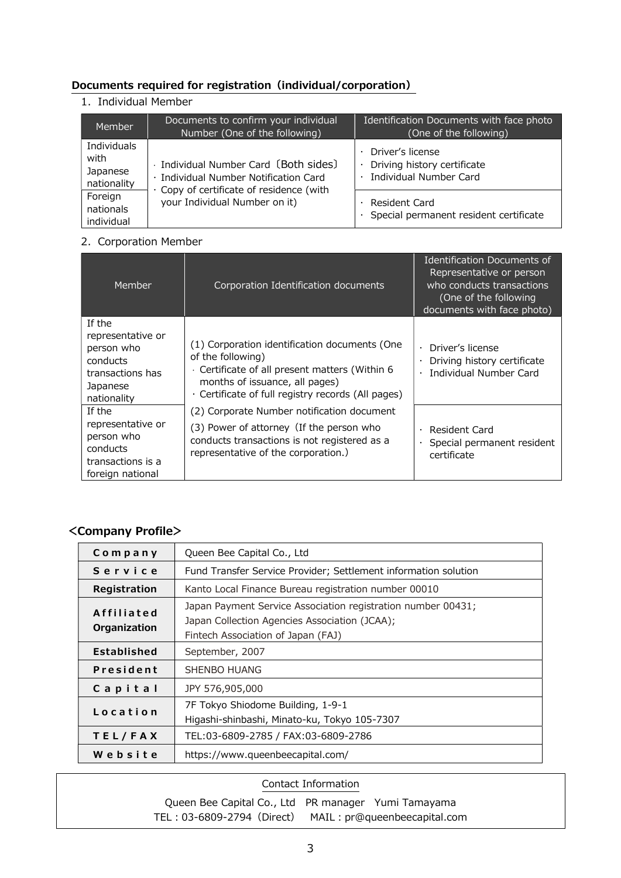## Documents required for registration（individual/corporation）

1. Individual Member

| Member | Documents to confirm your individual Number (One of the following) | Identification Documents with face photo (One of the following) |
|---|---|---|
| Individuals with Japanese nationality | · Individual Number Card〔Both sides〕<br>· Individual Number Notification Card<br>· Copy of certificate of residence (with your Individual Number on it) | · Driver's license<br>· Driving history certificate<br>· Individual Number Card |
| Foreign nationals individual | | · Resident Card<br>· Special permanent resident certificate |

2. Corporation Member

| Member | Corporation Identification documents | Identification Documents of Representative or person who conducts transactions (One of the following documents with face photo) |
|---|---|---|
| If the representative or person who conducts transactions has Japanese nationality | (1) Corporation identification documents (One of the following)<br>· Certificate of all present matters (Within 6 months of issuance, all pages)<br>· Certificate of full registry records (All pages)<br>(2) Corporate Number notification document<br>(3) Power of attorney（If the person who conducts transactions is not registered as a representative of the corporation.） | · Driver's license<br>· Driving history certificate<br>· Individual Number Card |
| If the representative or person who conducts transactions is a foreign national | | · Resident Card<br>· Special permanent resident certificate |

## <Company Profile>

| | |
|---|---|
| **Company** | Queen Bee Capital Co., Ltd |
| **Service** | Fund Transfer Service Provider; Settlement information solution |
| **Registration** | Kanto Local Finance Bureau registration number 00010 |
| **Affiliated Organization** | Japan Payment Service Association registration number 00431;<br>Japan Collection Agencies Association (JCAA);<br>Fintech Association of Japan (FAJ) |
| **Established** | September, 2007 |
| **President** | SHENBO HUANG |
| **Capital** | JPY 576,905,000 |
| **Location** | 7F Tokyo Shiodome Building, 1-9-1<br>Higashi-shinbashi, Minato-ku, Tokyo 105-7307 |
| **TEL/FAX** | TEL:03-6809-2785 / FAX:03-6809-2786 |
| **Website** | https://www.queenbeecapital.com/ |

Contact Information

Queen Bee Capital Co., Ltd　PR manager　Yumi Tamayama

TEL : 03-6809-2794（Direct）　MAIL : pr@queenbeecapital.com